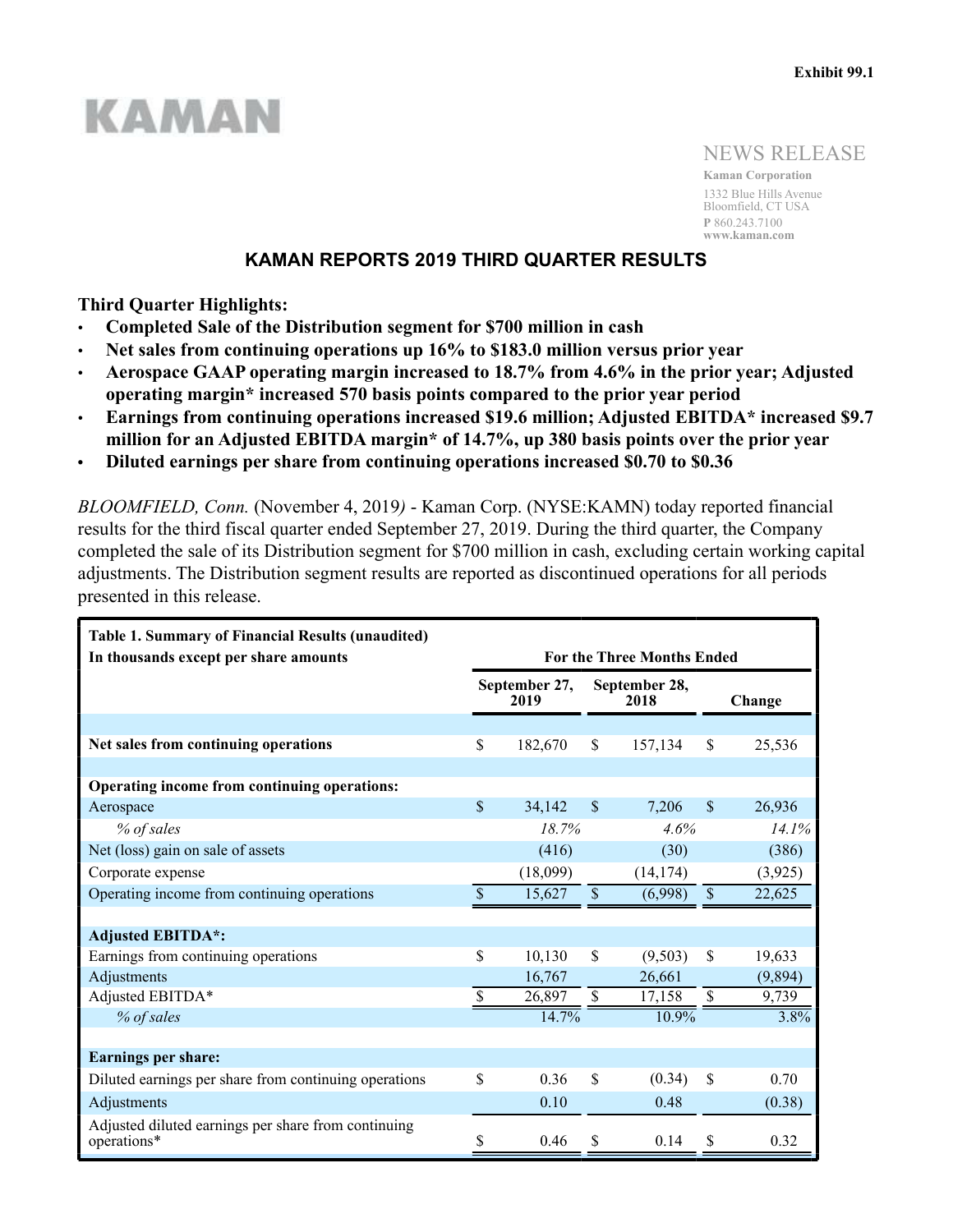Exhibit 99.1

KAMAN

NEWS RELEASE

**Kaman Corporation**
1332 Blue Hills Avenue
Bloomfield, CT USA
**P** 860.243.7100
**www.kaman.com**

# KAMAN REPORTS 2019 THIRD QUARTER RESULTS

**Third Quarter Highlights:**

- **Completed Sale of the Distribution segment for $700 million in cash**
- **Net sales from continuing operations up 16% to $183.0 million versus prior year**
- **Aerospace GAAP operating margin increased to 18.7% from 4.6% in the prior year; Adjusted operating margin* increased 570 basis points compared to the prior year period**
- **Earnings from continuing operations increased $19.6 million; Adjusted EBITDA* increased $9.7 million for an Adjusted EBITDA margin* of 14.7%, up 380 basis points over the prior year**
- **Diluted earnings per share from continuing operations increased $0.70 to $0.36**

*BLOOMFIELD, Conn.* (November 4, 2019*)* - Kaman Corp. (NYSE:KAMN) today reported financial results for the third fiscal quarter ended September 27, 2019. During the third quarter, the Company completed the sale of its Distribution segment for $700 million in cash, excluding certain working capital adjustments. The Distribution segment results are reported as discontinued operations for all periods presented in this release.

| **Table 1. Summary of Financial Results (unaudited)** | | | |
|---|---|---|---|
| **In thousands except per share amounts** | **For the Three Months Ended** | | |
| | **September 27, 2019** | **September 28, 2018** | **Change** |
| **Net sales from continuing operations** | $ 182,670 | $ 157,134 | $ 25,536 |
| **Operating income from continuing operations:** | | | |
| Aerospace | $ 34,142 | $ 7,206 | $ 26,936 |
| *% of sales* | *18.7%* | *4.6%* | *14.1%* |
| Net (loss) gain on sale of assets | (416) | (30) | (386) |
| Corporate expense | (18,099) | (14,174) | (3,925) |
| Operating income from continuing operations | $ 15,627 | $ (6,998) | $ 22,625 |
| **Adjusted EBITDA*:** | | | |
| Earnings from continuing operations | $ 10,130 | $ (9,503) | $ 19,633 |
| Adjustments | 16,767 | 26,661 | (9,894) |
| Adjusted EBITDA* | $ 26,897 | $ 17,158 | $ 9,739 |
| *% of sales* | 14.7% | 10.9% | 3.8% |
| **Earnings per share:** | | | |
| Diluted earnings per share from continuing operations | $ 0.36 | $ (0.34) | $ 0.70 |
| Adjustments | 0.10 | 0.48 | (0.38) |
| Adjusted diluted earnings per share from continuing operations* | $ 0.46 | $ 0.14 | $ 0.32 |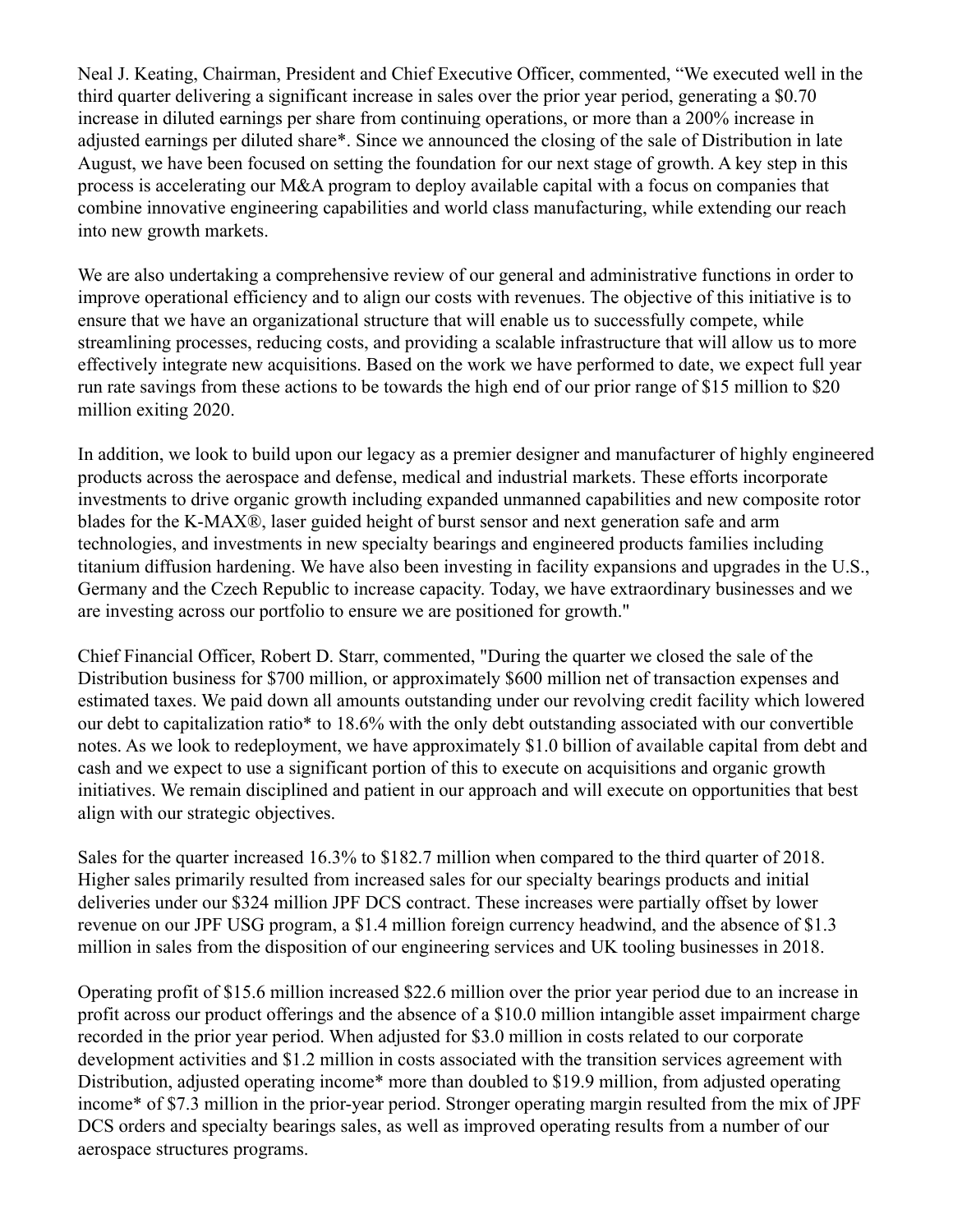Neal J. Keating, Chairman, President and Chief Executive Officer, commented, “We executed well in the third quarter delivering a significant increase in sales over the prior year period, generating a $0.70 increase in diluted earnings per share from continuing operations, or more than a 200% increase in adjusted earnings per diluted share*. Since we announced the closing of the sale of Distribution in late August, we have been focused on setting the foundation for our next stage of growth. A key step in this process is accelerating our M&A program to deploy available capital with a focus on companies that combine innovative engineering capabilities and world class manufacturing, while extending our reach into new growth markets.

We are also undertaking a comprehensive review of our general and administrative functions in order to improve operational efficiency and to align our costs with revenues. The objective of this initiative is to ensure that we have an organizational structure that will enable us to successfully compete, while streamlining processes, reducing costs, and providing a scalable infrastructure that will allow us to more effectively integrate new acquisitions. Based on the work we have performed to date, we expect full year run rate savings from these actions to be towards the high end of our prior range of $15 million to $20 million exiting 2020.

In addition, we look to build upon our legacy as a premier designer and manufacturer of highly engineered products across the aerospace and defense, medical and industrial markets. These efforts incorporate investments to drive organic growth including expanded unmanned capabilities and new composite rotor blades for the K-MAX®, laser guided height of burst sensor and next generation safe and arm technologies, and investments in new specialty bearings and engineered products families including titanium diffusion hardening. We have also been investing in facility expansions and upgrades in the U.S., Germany and the Czech Republic to increase capacity. Today, we have extraordinary businesses and we are investing across our portfolio to ensure we are positioned for growth."

Chief Financial Officer, Robert D. Starr, commented, "During the quarter we closed the sale of the Distribution business for $700 million, or approximately $600 million net of transaction expenses and estimated taxes. We paid down all amounts outstanding under our revolving credit facility which lowered our debt to capitalization ratio* to 18.6% with the only debt outstanding associated with our convertible notes. As we look to redeployment, we have approximately $1.0 billion of available capital from debt and cash and we expect to use a significant portion of this to execute on acquisitions and organic growth initiatives. We remain disciplined and patient in our approach and will execute on opportunities that best align with our strategic objectives.

Sales for the quarter increased 16.3% to $182.7 million when compared to the third quarter of 2018. Higher sales primarily resulted from increased sales for our specialty bearings products and initial deliveries under our $324 million JPF DCS contract. These increases were partially offset by lower revenue on our JPF USG program, a $1.4 million foreign currency headwind, and the absence of $1.3 million in sales from the disposition of our engineering services and UK tooling businesses in 2018.

Operating profit of $15.6 million increased $22.6 million over the prior year period due to an increase in profit across our product offerings and the absence of a $10.0 million intangible asset impairment charge recorded in the prior year period. When adjusted for $3.0 million in costs related to our corporate development activities and $1.2 million in costs associated with the transition services agreement with Distribution, adjusted operating income* more than doubled to $19.9 million, from adjusted operating income* of $7.3 million in the prior-year period. Stronger operating margin resulted from the mix of JPF DCS orders and specialty bearings sales, as well as improved operating results from a number of our aerospace structures programs.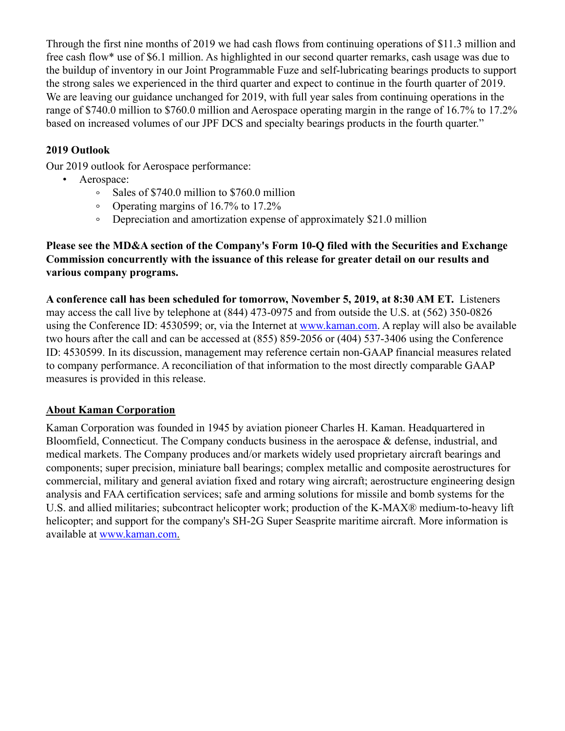Through the first nine months of 2019 we had cash flows from continuing operations of $11.3 million and free cash flow* use of $6.1 million. As highlighted in our second quarter remarks, cash usage was due to the buildup of inventory in our Joint Programmable Fuze and self-lubricating bearings products to support the strong sales we experienced in the third quarter and expect to continue in the fourth quarter of 2019. We are leaving our guidance unchanged for 2019, with full year sales from continuing operations in the range of $740.0 million to $760.0 million and Aerospace operating margin in the range of 16.7% to 17.2% based on increased volumes of our JPF DCS and specialty bearings products in the fourth quarter."

## 2019 Outlook

Our 2019 outlook for Aerospace performance:

- Aerospace:
  - Sales of $740.0 million to $760.0 million
  - Operating margins of 16.7% to 17.2%
  - Depreciation and amortization expense of approximately $21.0 million

**Please see the MD&A section of the Company's Form 10-Q filed with the Securities and Exchange Commission concurrently with the issuance of this release for greater detail on our results and various company programs.**

**A conference call has been scheduled for tomorrow, November 5, 2019, at 8:30 AM ET.** Listeners may access the call live by telephone at (844) 473-0975 and from outside the U.S. at (562) 350-0826 using the Conference ID: 4530599; or, via the Internet at www.kaman.com. A replay will also be available two hours after the call and can be accessed at (855) 859-2056 or (404) 537-3406 using the Conference ID: 4530599. In its discussion, management may reference certain non-GAAP financial measures related to company performance. A reconciliation of that information to the most directly comparable GAAP measures is provided in this release.

## About Kaman Corporation

Kaman Corporation was founded in 1945 by aviation pioneer Charles H. Kaman. Headquartered in Bloomfield, Connecticut. The Company conducts business in the aerospace & defense, industrial, and medical markets. The Company produces and/or markets widely used proprietary aircraft bearings and components; super precision, miniature ball bearings; complex metallic and composite aerostructures for commercial, military and general aviation fixed and rotary wing aircraft; aerostructure engineering design analysis and FAA certification services; safe and arming solutions for missile and bomb systems for the U.S. and allied militaries; subcontract helicopter work; production of the K-MAX® medium-to-heavy lift helicopter; and support for the company's SH-2G Super Seasprite maritime aircraft. More information is available at www.kaman.com.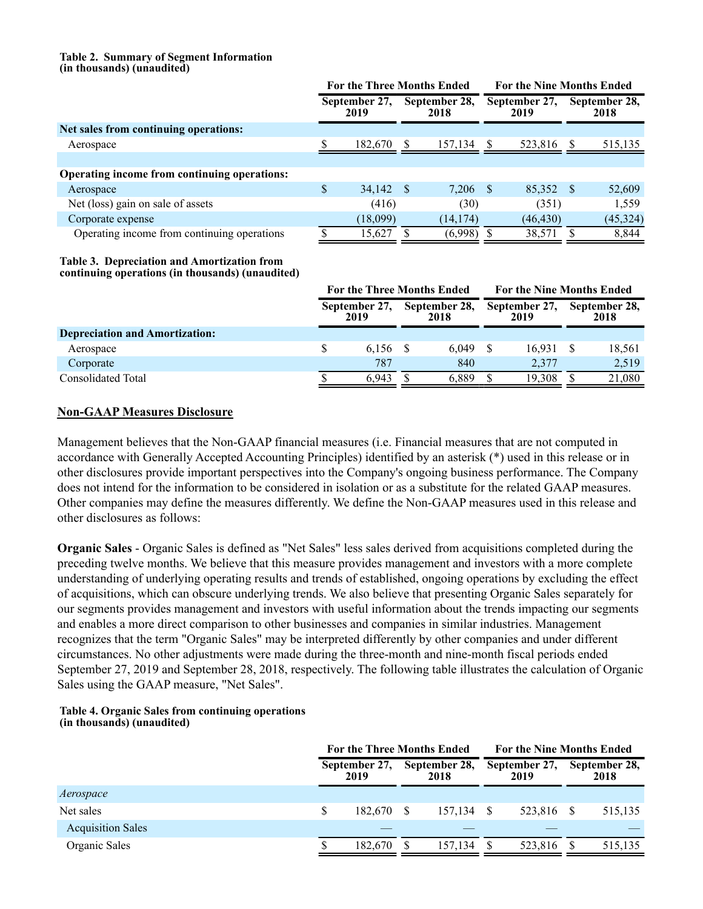**Table 2. Summary of Segment Information**
**(in thousands) (unaudited)**

| | For the Three Months Ended | | For the Nine Months Ended | |
|---|---|---|---|---|
| | September 27, 2019 | September 28, 2018 | September 27, 2019 | September 28, 2018 |
| **Net sales from continuing operations:** | | | | |
| Aerospace | $ 182,670 | $ 157,134 | $ 523,816 | $ 515,135 |
| | | | | |
| **Operating income from continuing operations:** | | | | |
| Aerospace | $ 34,142 | $ 7,206 | $ 85,352 | $ 52,609 |
| Net (loss) gain on sale of assets | (416) | (30) | (351) | 1,559 |
| Corporate expense | (18,099) | (14,174) | (46,430) | (45,324) |
| Operating income from continuing operations | $ 15,627 | $ (6,998) | $ 38,571 | $ 8,844 |

**Table 3. Depreciation and Amortization from continuing operations (in thousands) (unaudited)**

| | For the Three Months Ended | | For the Nine Months Ended | |
|---|---|---|---|---|
| | September 27, 2019 | September 28, 2018 | September 27, 2019 | September 28, 2018 |
| **Depreciation and Amortization:** | | | | |
| Aerospace | $ 6,156 | $ 6,049 | $ 16,931 | $ 18,561 |
| Corporate | 787 | 840 | 2,377 | 2,519 |
| Consolidated Total | $ 6,943 | $ 6,889 | $ 19,308 | $ 21,080 |

## Non-GAAP Measures Disclosure

Management believes that the Non-GAAP financial measures (i.e. Financial measures that are not computed in accordance with Generally Accepted Accounting Principles) identified by an asterisk (*) used in this release or in other disclosures provide important perspectives into the Company's ongoing business performance. The Company does not intend for the information to be considered in isolation or as a substitute for the related GAAP measures. Other companies may define the measures differently. We define the Non-GAAP measures used in this release and other disclosures as follows:

**Organic Sales** - Organic Sales is defined as "Net Sales" less sales derived from acquisitions completed during the preceding twelve months. We believe that this measure provides management and investors with a more complete understanding of underlying operating results and trends of established, ongoing operations by excluding the effect of acquisitions, which can obscure underlying trends. We also believe that presenting Organic Sales separately for our segments provides management and investors with useful information about the trends impacting our segments and enables a more direct comparison to other businesses and companies in similar industries. Management recognizes that the term "Organic Sales" may be interpreted differently by other companies and under different circumstances. No other adjustments were made during the three-month and nine-month fiscal periods ended September 27, 2019 and September 28, 2018, respectively. The following table illustrates the calculation of Organic Sales using the GAAP measure, "Net Sales".

**Table 4. Organic Sales from continuing operations**
**(in thousands) (unaudited)**

| | For the Three Months Ended | | For the Nine Months Ended | |
|---|---|---|---|---|
| | September 27, 2019 | September 28, 2018 | September 27, 2019 | September 28, 2018 |
| *Aerospace* | | | | |
| Net sales | $ 182,670 | $ 157,134 | $ 523,816 | $ 515,135 |
| Acquisition Sales | — | — | — | — |
| Organic Sales | $ 182,670 | $ 157,134 | $ 523,816 | $ 515,135 |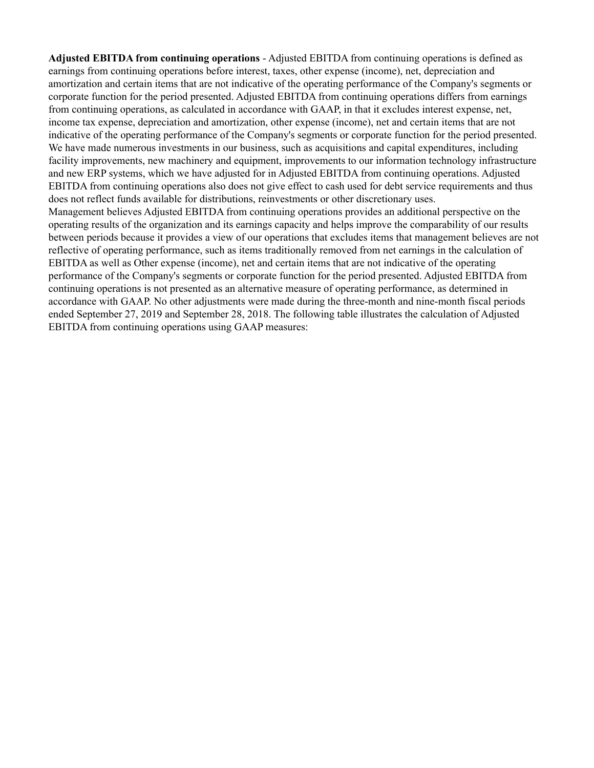**Adjusted EBITDA from continuing operations** - Adjusted EBITDA from continuing operations is defined as earnings from continuing operations before interest, taxes, other expense (income), net, depreciation and amortization and certain items that are not indicative of the operating performance of the Company's segments or corporate function for the period presented. Adjusted EBITDA from continuing operations differs from earnings from continuing operations, as calculated in accordance with GAAP, in that it excludes interest expense, net, income tax expense, depreciation and amortization, other expense (income), net and certain items that are not indicative of the operating performance of the Company's segments or corporate function for the period presented. We have made numerous investments in our business, such as acquisitions and capital expenditures, including facility improvements, new machinery and equipment, improvements to our information technology infrastructure and new ERP systems, which we have adjusted for in Adjusted EBITDA from continuing operations. Adjusted EBITDA from continuing operations also does not give effect to cash used for debt service requirements and thus does not reflect funds available for distributions, reinvestments or other discretionary uses.

Management believes Adjusted EBITDA from continuing operations provides an additional perspective on the operating results of the organization and its earnings capacity and helps improve the comparability of our results between periods because it provides a view of our operations that excludes items that management believes are not reflective of operating performance, such as items traditionally removed from net earnings in the calculation of EBITDA as well as Other expense (income), net and certain items that are not indicative of the operating performance of the Company's segments or corporate function for the period presented. Adjusted EBITDA from continuing operations is not presented as an alternative measure of operating performance, as determined in accordance with GAAP. No other adjustments were made during the three-month and nine-month fiscal periods ended September 27, 2019 and September 28, 2018. The following table illustrates the calculation of Adjusted EBITDA from continuing operations using GAAP measures: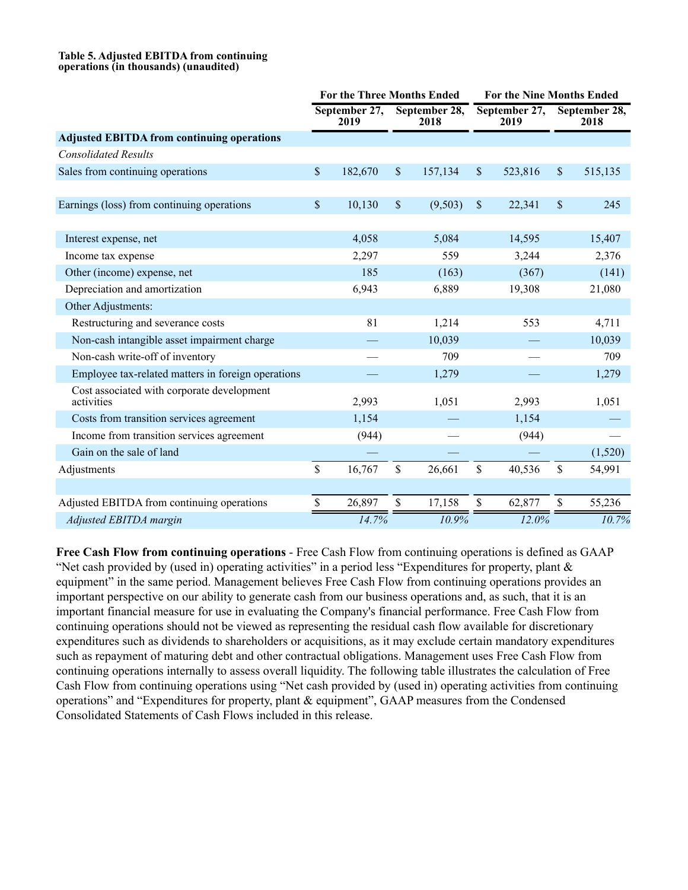**Table 5. Adjusted EBITDA from continuing operations (in thousands) (unaudited)**

| | For the Three Months Ended | | For the Nine Months Ended | |
|---|---|---|---|---|
| | September 27, 2019 | September 28, 2018 | September 27, 2019 | September 28, 2018 |
| **Adjusted EBITDA from continuing operations** | | | | |
| *Consolidated Results* | | | | |
| Sales from continuing operations | $ 182,670 | $ 157,134 | $ 523,816 | $ 515,135 |
| | | | | |
| Earnings (loss) from continuing operations | $ 10,130 | $ (9,503) | $ 22,341 | $ 245 |
| | | | | |
| Interest expense, net | 4,058 | 5,084 | 14,595 | 15,407 |
| Income tax expense | 2,297 | 559 | 3,244 | 2,376 |
| Other (income) expense, net | 185 | (163) | (367) | (141) |
| Depreciation and amortization | 6,943 | 6,889 | 19,308 | 21,080 |
| Other Adjustments: | | | | |
| Restructuring and severance costs | 81 | 1,214 | 553 | 4,711 |
| Non-cash intangible asset impairment charge | — | 10,039 | — | 10,039 |
| Non-cash write-off of inventory | — | 709 | — | 709 |
| Employee tax-related matters in foreign operations | — | 1,279 | — | 1,279 |
| Cost associated with corporate development activities | 2,993 | 1,051 | 2,993 | 1,051 |
| Costs from transition services agreement | 1,154 | — | 1,154 | — |
| Income from transition services agreement | (944) | — | (944) | — |
| Gain on the sale of land | — | — | — | (1,520) |
| Adjustments | $ 16,767 | $ 26,661 | $ 40,536 | $ 54,991 |
| | | | | |
| Adjusted EBITDA from continuing operations | $ 26,897 | $ 17,158 | $ 62,877 | $ 55,236 |
| *Adjusted EBITDA margin* | *14.7%* | *10.9%* | *12.0%* | *10.7%* |

**Free Cash Flow from continuing operations** - Free Cash Flow from continuing operations is defined as GAAP "Net cash provided by (used in) operating activities" in a period less "Expenditures for property, plant & equipment" in the same period. Management believes Free Cash Flow from continuing operations provides an important perspective on our ability to generate cash from our business operations and, as such, that it is an important financial measure for use in evaluating the Company's financial performance. Free Cash Flow from continuing operations should not be viewed as representing the residual cash flow available for discretionary expenditures such as dividends to shareholders or acquisitions, as it may exclude certain mandatory expenditures such as repayment of maturing debt and other contractual obligations. Management uses Free Cash Flow from continuing operations internally to assess overall liquidity. The following table illustrates the calculation of Free Cash Flow from continuing operations using "Net cash provided by (used in) operating activities from continuing operations" and "Expenditures for property, plant & equipment", GAAP measures from the Condensed Consolidated Statements of Cash Flows included in this release.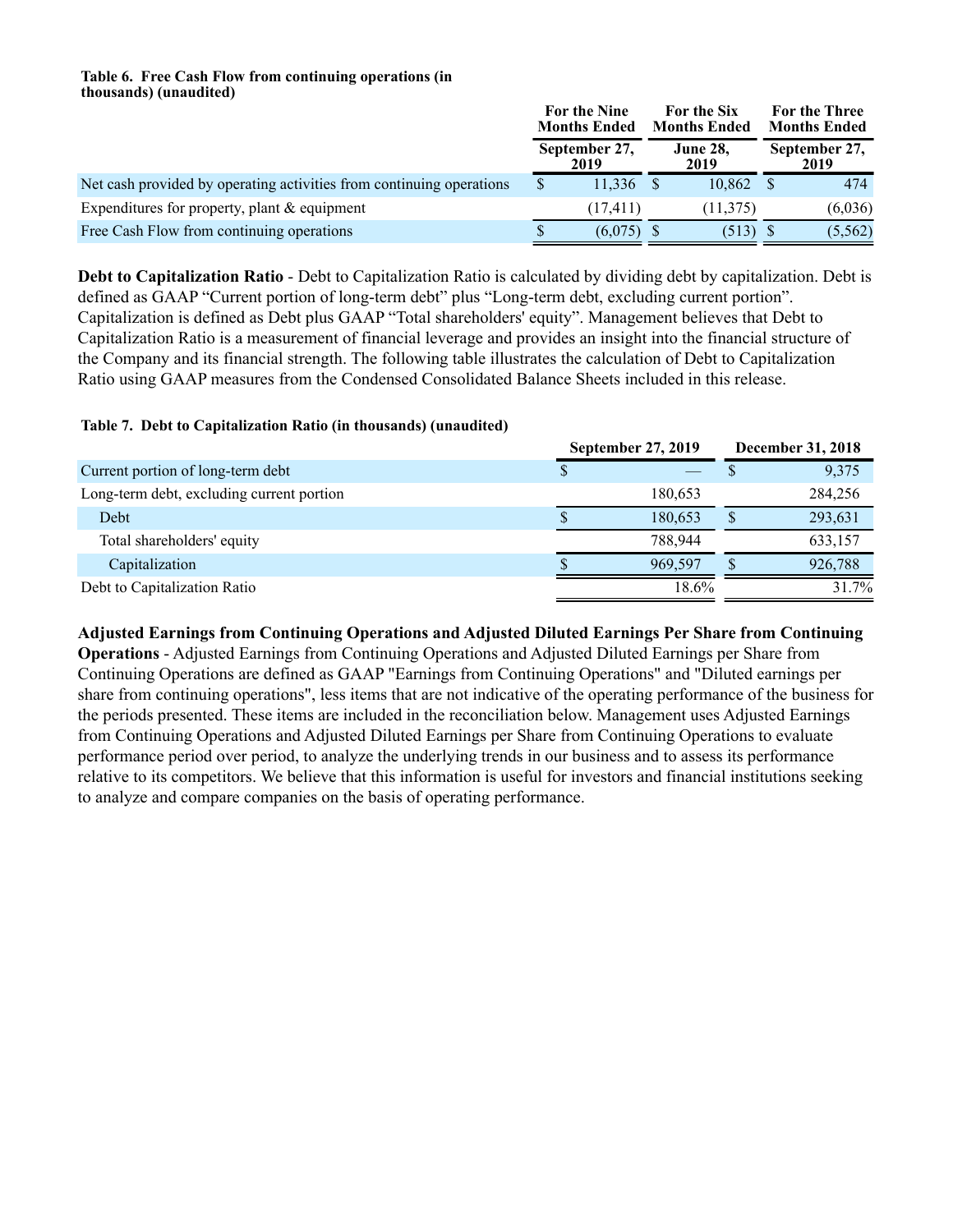**Table 6. Free Cash Flow from continuing operations (in thousands) (unaudited)**

| | For the Nine Months Ended September 27, 2019 | For the Six Months Ended June 28, 2019 | For the Three Months Ended September 27, 2019 |
|---|---|---|---|
| Net cash provided by operating activities from continuing operations | $ 11,336 | $ 10,862 | $ 474 |
| Expenditures for property, plant & equipment | (17,411) | (11,375) | (6,036) |
| Free Cash Flow from continuing operations | $ (6,075) | $ (513) | $ (5,562) |

**Debt to Capitalization Ratio** - Debt to Capitalization Ratio is calculated by dividing debt by capitalization. Debt is defined as GAAP "Current portion of long-term debt" plus "Long-term debt, excluding current portion". Capitalization is defined as Debt plus GAAP "Total shareholders' equity". Management believes that Debt to Capitalization Ratio is a measurement of financial leverage and provides an insight into the financial structure of the Company and its financial strength. The following table illustrates the calculation of Debt to Capitalization Ratio using GAAP measures from the Condensed Consolidated Balance Sheets included in this release.

**Table 7. Debt to Capitalization Ratio (in thousands) (unaudited)**

| | September 27, 2019 | December 31, 2018 |
|---|---|---|
| Current portion of long-term debt | $ — | $ 9,375 |
| Long-term debt, excluding current portion | 180,653 | 284,256 |
| Debt | $ 180,653 | $ 293,631 |
| Total shareholders' equity | 788,944 | 633,157 |
| Capitalization | $ 969,597 | $ 926,788 |
| Debt to Capitalization Ratio | 18.6% | 31.7% |

**Adjusted Earnings from Continuing Operations and Adjusted Diluted Earnings Per Share from Continuing Operations** - Adjusted Earnings from Continuing Operations and Adjusted Diluted Earnings per Share from Continuing Operations are defined as GAAP "Earnings from Continuing Operations" and "Diluted earnings per share from continuing operations", less items that are not indicative of the operating performance of the business for the periods presented. These items are included in the reconciliation below. Management uses Adjusted Earnings from Continuing Operations and Adjusted Diluted Earnings per Share from Continuing Operations to evaluate performance period over period, to analyze the underlying trends in our business and to assess its performance relative to its competitors. We believe that this information is useful for investors and financial institutions seeking to analyze and compare companies on the basis of operating performance.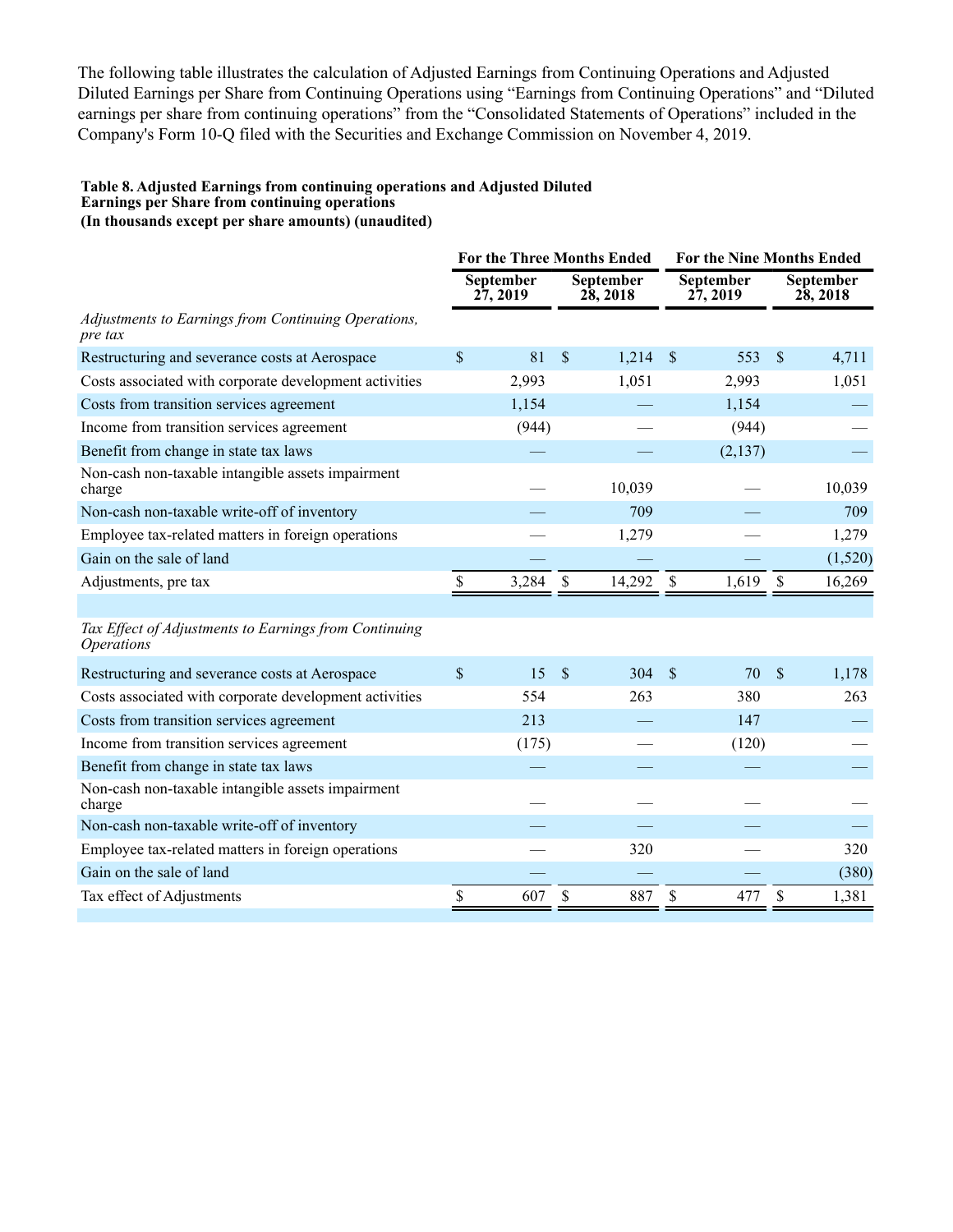The following table illustrates the calculation of Adjusted Earnings from Continuing Operations and Adjusted Diluted Earnings per Share from Continuing Operations using "Earnings from Continuing Operations" and "Diluted earnings per share from continuing operations" from the "Consolidated Statements of Operations" included in the Company's Form 10-Q filed with the Securities and Exchange Commission on November 4, 2019.

**Table 8. Adjusted Earnings from continuing operations and Adjusted Diluted Earnings per Share from continuing operations**
**(In thousands except per share amounts) (unaudited)**

| | For the Three Months Ended | | For the Nine Months Ended | |
|---|---|---|---|---|
| | September 27, 2019 | September 28, 2018 | September 27, 2019 | September 28, 2018 |
| *Adjustments to Earnings from Continuing Operations, pre tax* | | | | |
| Restructuring and severance costs at Aerospace | $ 81 | $ 1,214 | $ 553 | $ 4,711 |
| Costs associated with corporate development activities | 2,993 | 1,051 | 2,993 | 1,051 |
| Costs from transition services agreement | 1,154 | — | 1,154 | — |
| Income from transition services agreement | (944) | — | (944) | — |
| Benefit from change in state tax laws | — | — | (2,137) | — |
| Non-cash non-taxable intangible assets impairment charge | — | 10,039 | — | 10,039 |
| Non-cash non-taxable write-off of inventory | — | 709 | — | 709 |
| Employee tax-related matters in foreign operations | — | 1,279 | — | 1,279 |
| Gain on the sale of land | — | — | — | (1,520) |
| Adjustments, pre tax | $ 3,284 | $ 14,292 | $ 1,619 | $ 16,269 |
| | | | | |
| *Tax Effect of Adjustments to Earnings from Continuing Operations* | | | | |
| Restructuring and severance costs at Aerospace | $ 15 | $ 304 | $ 70 | $ 1,178 |
| Costs associated with corporate development activities | 554 | 263 | 380 | 263 |
| Costs from transition services agreement | 213 | — | 147 | — |
| Income from transition services agreement | (175) | — | (120) | — |
| Benefit from change in state tax laws | — | — | — | — |
| Non-cash non-taxable intangible assets impairment charge | — | — | — | — |
| Non-cash non-taxable write-off of inventory | — | — | — | — |
| Employee tax-related matters in foreign operations | — | 320 | — | 320 |
| Gain on the sale of land | — | — | — | (380) |
| Tax effect of Adjustments | $ 607 | $ 887 | $ 477 | $ 1,381 |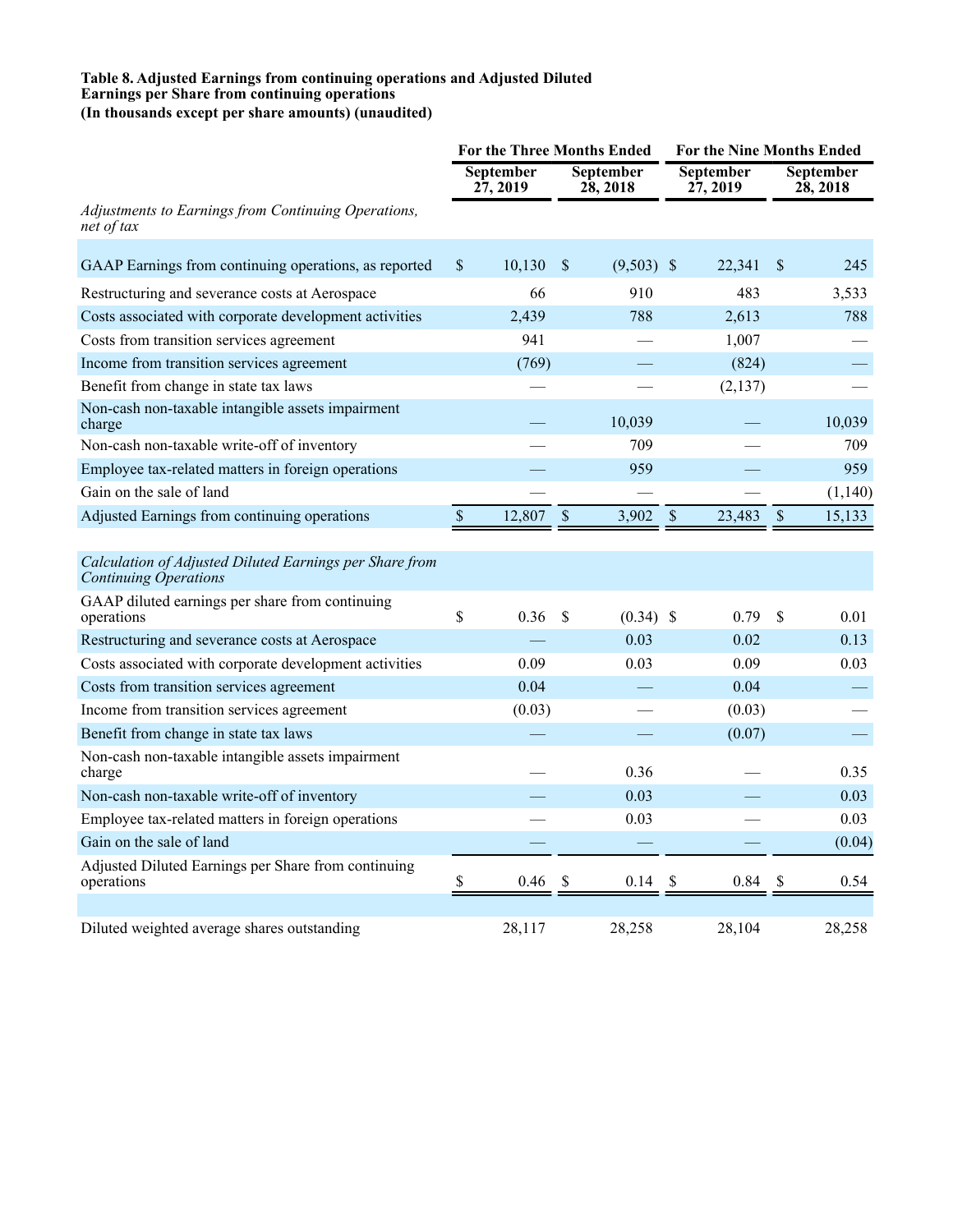**Table 8. Adjusted Earnings from continuing operations and Adjusted Diluted Earnings per Share from continuing operations**
**(In thousands except per share amounts) (unaudited)**

| | For the Three Months Ended | | For the Nine Months Ended | |
|---|---|---|---|---|
| | September 27, 2019 | September 28, 2018 | September 27, 2019 | September 28, 2018 |
| *Adjustments to Earnings from Continuing Operations, net of tax* | | | | |
| GAAP Earnings from continuing operations, as reported | $ 10,130 | $ (9,503) | $ 22,341 | $ 245 |
| Restructuring and severance costs at Aerospace | 66 | 910 | 483 | 3,533 |
| Costs associated with corporate development activities | 2,439 | 788 | 2,613 | 788 |
| Costs from transition services agreement | 941 | — | 1,007 | — |
| Income from transition services agreement | (769) | — | (824) | — |
| Benefit from change in state tax laws | — | — | (2,137) | — |
| Non-cash non-taxable intangible assets impairment charge | — | 10,039 | — | 10,039 |
| Non-cash non-taxable write-off of inventory | — | 709 | — | 709 |
| Employee tax-related matters in foreign operations | — | 959 | — | 959 |
| Gain on the sale of land | — | — | — | (1,140) |
| Adjusted Earnings from continuing operations | $ 12,807 | $ 3,902 | $ 23,483 | $ 15,133 |
| | | | | |
| *Calculation of Adjusted Diluted Earnings per Share from Continuing Operations* | | | | |
| GAAP diluted earnings per share from continuing operations | $ 0.36 | $ (0.34) | $ 0.79 | $ 0.01 |
| Restructuring and severance costs at Aerospace | — | 0.03 | 0.02 | 0.13 |
| Costs associated with corporate development activities | 0.09 | 0.03 | 0.09 | 0.03 |
| Costs from transition services agreement | 0.04 | — | 0.04 | — |
| Income from transition services agreement | (0.03) | — | (0.03) | — |
| Benefit from change in state tax laws | — | — | (0.07) | — |
| Non-cash non-taxable intangible assets impairment charge | — | 0.36 | — | 0.35 |
| Non-cash non-taxable write-off of inventory | — | 0.03 | — | 0.03 |
| Employee tax-related matters in foreign operations | — | 0.03 | — | 0.03 |
| Gain on the sale of land | — | — | — | (0.04) |
| Adjusted Diluted Earnings per Share from continuing operations | $ 0.46 | $ 0.14 | $ 0.84 | $ 0.54 |
| | | | | |
| Diluted weighted average shares outstanding | 28,117 | 28,258 | 28,104 | 28,258 |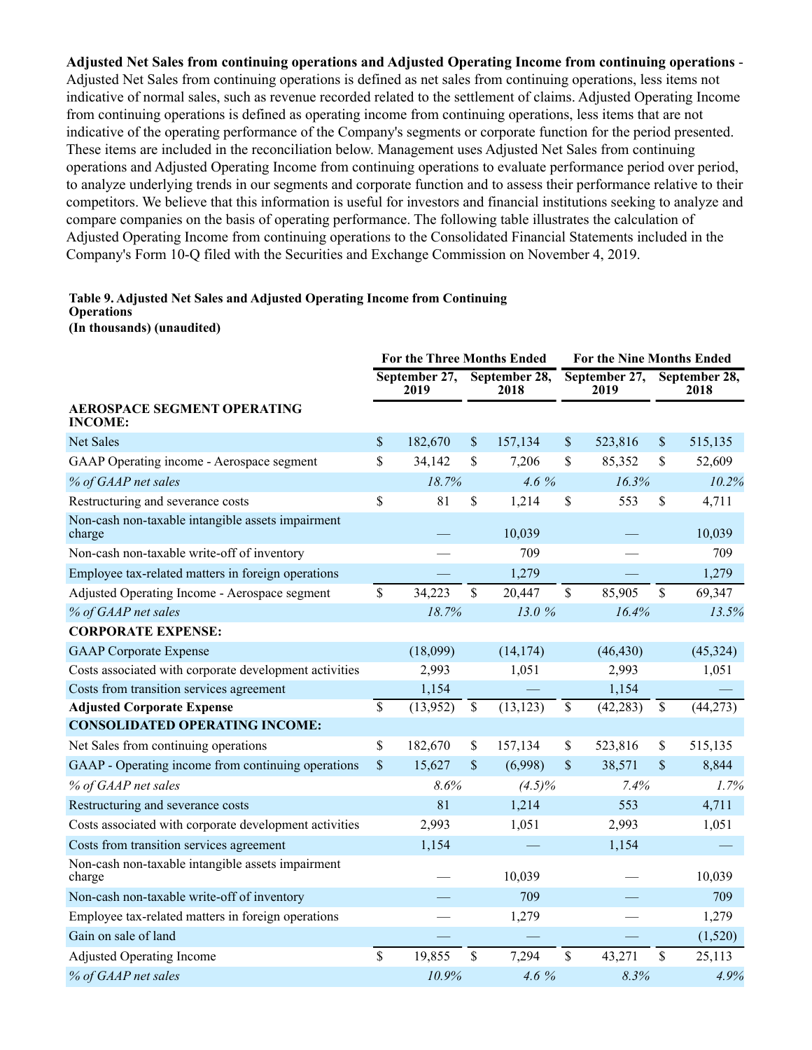**Adjusted Net Sales from continuing operations and Adjusted Operating Income from continuing operations** - Adjusted Net Sales from continuing operations is defined as net sales from continuing operations, less items not indicative of normal sales, such as revenue recorded related to the settlement of claims. Adjusted Operating Income from continuing operations is defined as operating income from continuing operations, less items that are not indicative of the operating performance of the Company's segments or corporate function for the period presented. These items are included in the reconciliation below. Management uses Adjusted Net Sales from continuing operations and Adjusted Operating Income from continuing operations to evaluate performance period over period, to analyze underlying trends in our segments and corporate function and to assess their performance relative to their competitors. We believe that this information is useful for investors and financial institutions seeking to analyze and compare companies on the basis of operating performance. The following table illustrates the calculation of Adjusted Operating Income from continuing operations to the Consolidated Financial Statements included in the Company's Form 10-Q filed with the Securities and Exchange Commission on November 4, 2019.

**Table 9. Adjusted Net Sales and Adjusted Operating Income from Continuing Operations**
**(In thousands) (unaudited)**

| | For the Three Months Ended | | For the Nine Months Ended | |
|---|---|---|---|---|
| | September 27, 2019 | September 28, 2018 | September 27, 2019 | September 28, 2018 |
| **AEROSPACE SEGMENT OPERATING INCOME:** | | | | |
| Net Sales | $ 182,670 | $ 157,134 | $ 523,816 | $ 515,135 |
| GAAP Operating income - Aerospace segment | $ 34,142 | $ 7,206 | $ 85,352 | $ 52,609 |
| *% of GAAP net sales* | *18.7%* | *4.6 %* | *16.3%* | *10.2%* |
| Restructuring and severance costs | $ 81 | $ 1,214 | $ 553 | $ 4,711 |
| Non-cash non-taxable intangible assets impairment charge | — | 10,039 | — | 10,039 |
| Non-cash non-taxable write-off of inventory | — | 709 | — | 709 |
| Employee tax-related matters in foreign operations | — | 1,279 | — | 1,279 |
| Adjusted Operating Income - Aerospace segment | $ 34,223 | $ 20,447 | $ 85,905 | $ 69,347 |
| *% of GAAP net sales* | *18.7%* | *13.0 %* | *16.4%* | *13.5%* |
| **CORPORATE EXPENSE:** | | | | |
| GAAP Corporate Expense | (18,099) | (14,174) | (46,430) | (45,324) |
| Costs associated with corporate development activities | 2,993 | 1,051 | 2,993 | 1,051 |
| Costs from transition services agreement | 1,154 | — | 1,154 | — |
| **Adjusted Corporate Expense** | $ (13,952) | $ (13,123) | $ (42,283) | $ (44,273) |
| **CONSOLIDATED OPERATING INCOME:** | | | | |
| Net Sales from continuing operations | $ 182,670 | $ 157,134 | $ 523,816 | $ 515,135 |
| GAAP - Operating income from continuing operations | $ 15,627 | $ (6,998) | $ 38,571 | $ 8,844 |
| *% of GAAP net sales* | *8.6%* | *(4.5)%* | *7.4%* | *1.7%* |
| Restructuring and severance costs | 81 | 1,214 | 553 | 4,711 |
| Costs associated with corporate development activities | 2,993 | 1,051 | 2,993 | 1,051 |
| Costs from transition services agreement | 1,154 | — | 1,154 | — |
| Non-cash non-taxable intangible assets impairment charge | — | 10,039 | — | 10,039 |
| Non-cash non-taxable write-off of inventory | — | 709 | — | 709 |
| Employee tax-related matters in foreign operations | — | 1,279 | — | 1,279 |
| Gain on sale of land | — | — | — | (1,520) |
| Adjusted Operating Income | $ 19,855 | $ 7,294 | $ 43,271 | $ 25,113 |
| *% of GAAP net sales* | *10.9%* | *4.6 %* | *8.3%* | *4.9%* |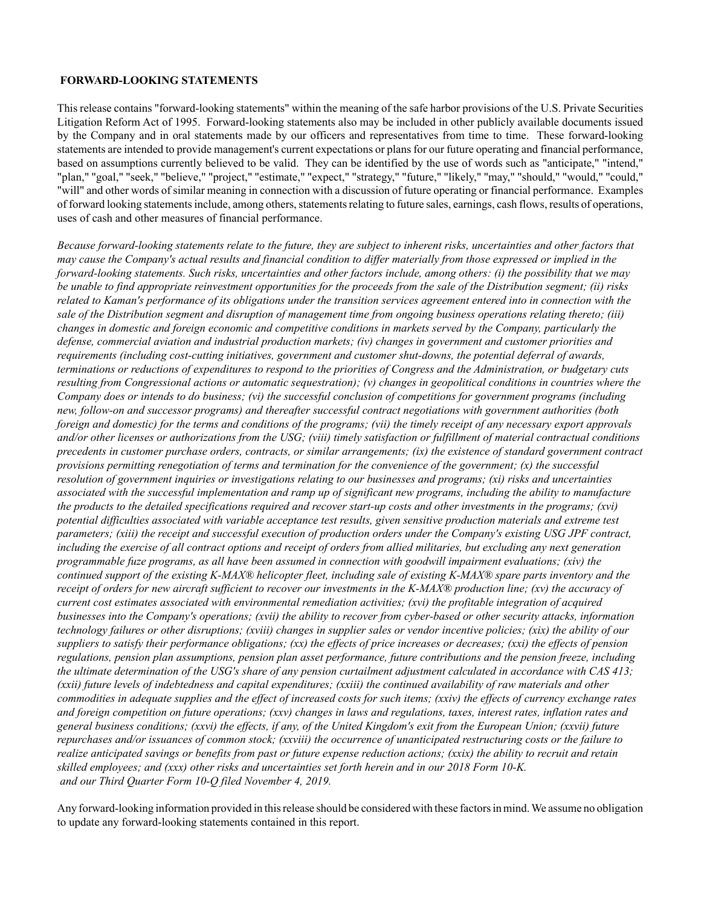**FORWARD-LOOKING STATEMENTS**

This release contains "forward-looking statements" within the meaning of the safe harbor provisions of the U.S. Private Securities Litigation Reform Act of 1995. Forward-looking statements also may be included in other publicly available documents issued by the Company and in oral statements made by our officers and representatives from time to time. These forward-looking statements are intended to provide management's current expectations or plans for our future operating and financial performance, based on assumptions currently believed to be valid. They can be identified by the use of words such as "anticipate," "intend," "plan," "goal," "seek," "believe," "project," "estimate," "expect," "strategy," "future," "likely," "may," "should," "would," "could," "will" and other words of similar meaning in connection with a discussion of future operating or financial performance. Examples of forward looking statements include, among others, statements relating to future sales, earnings, cash flows, results of operations, uses of cash and other measures of financial performance.

*Because forward-looking statements relate to the future, they are subject to inherent risks, uncertainties and other factors that may cause the Company's actual results and financial condition to differ materially from those expressed or implied in the forward-looking statements. Such risks, uncertainties and other factors include, among others: (i) the possibility that we may be unable to find appropriate reinvestment opportunities for the proceeds from the sale of the Distribution segment; (ii) risks related to Kaman's performance of its obligations under the transition services agreement entered into in connection with the sale of the Distribution segment and disruption of management time from ongoing business operations relating thereto; (iii) changes in domestic and foreign economic and competitive conditions in markets served by the Company, particularly the defense, commercial aviation and industrial production markets; (iv) changes in government and customer priorities and requirements (including cost-cutting initiatives, government and customer shut-downs, the potential deferral of awards, terminations or reductions of expenditures to respond to the priorities of Congress and the Administration, or budgetary cuts resulting from Congressional actions or automatic sequestration); (v) changes in geopolitical conditions in countries where the Company does or intends to do business; (vi) the successful conclusion of competitions for government programs (including new, follow-on and successor programs) and thereafter successful contract negotiations with government authorities (both foreign and domestic) for the terms and conditions of the programs; (vii) the timely receipt of any necessary export approvals and/or other licenses or authorizations from the USG; (viii) timely satisfaction or fulfillment of material contractual conditions precedents in customer purchase orders, contracts, or similar arrangements; (ix) the existence of standard government contract provisions permitting renegotiation of terms and termination for the convenience of the government; (x) the successful resolution of government inquiries or investigations relating to our businesses and programs; (xi) risks and uncertainties associated with the successful implementation and ramp up of significant new programs, including the ability to manufacture the products to the detailed specifications required and recover start-up costs and other investments in the programs; (xvi) potential difficulties associated with variable acceptance test results, given sensitive production materials and extreme test parameters; (xiii) the receipt and successful execution of production orders under the Company's existing USG JPF contract, including the exercise of all contract options and receipt of orders from allied militaries, but excluding any next generation programmable fuze programs, as all have been assumed in connection with goodwill impairment evaluations; (xiv) the continued support of the existing K-MAX® helicopter fleet, including sale of existing K-MAX® spare parts inventory and the receipt of orders for new aircraft sufficient to recover our investments in the K-MAX® production line; (xv) the accuracy of current cost estimates associated with environmental remediation activities; (xvi) the profitable integration of acquired businesses into the Company's operations; (xvii) the ability to recover from cyber-based or other security attacks, information technology failures or other disruptions; (xviii) changes in supplier sales or vendor incentive policies; (xix) the ability of our suppliers to satisfy their performance obligations; (xx) the effects of price increases or decreases; (xxi) the effects of pension regulations, pension plan assumptions, pension plan asset performance, future contributions and the pension freeze, including the ultimate determination of the USG's share of any pension curtailment adjustment calculated in accordance with CAS 413; (xxii) future levels of indebtedness and capital expenditures; (xxiii) the continued availability of raw materials and other commodities in adequate supplies and the effect of increased costs for such items; (xxiv) the effects of currency exchange rates and foreign competition on future operations; (xxv) changes in laws and regulations, taxes, interest rates, inflation rates and general business conditions; (xxvi) the effects, if any, of the United Kingdom's exit from the European Union; (xxvii) future repurchases and/or issuances of common stock; (xxviii) the occurrence of unanticipated restructuring costs or the failure to realize anticipated savings or benefits from past or future expense reduction actions; (xxix) the ability to recruit and retain skilled employees; and (xxx) other risks and uncertainties set forth herein and in our 2018 Form 10-K. and our Third Quarter Form 10-Q filed November 4, 2019.*

Any forward-looking information provided in this release should be considered with these factors in mind. We assume no obligation to update any forward-looking statements contained in this report.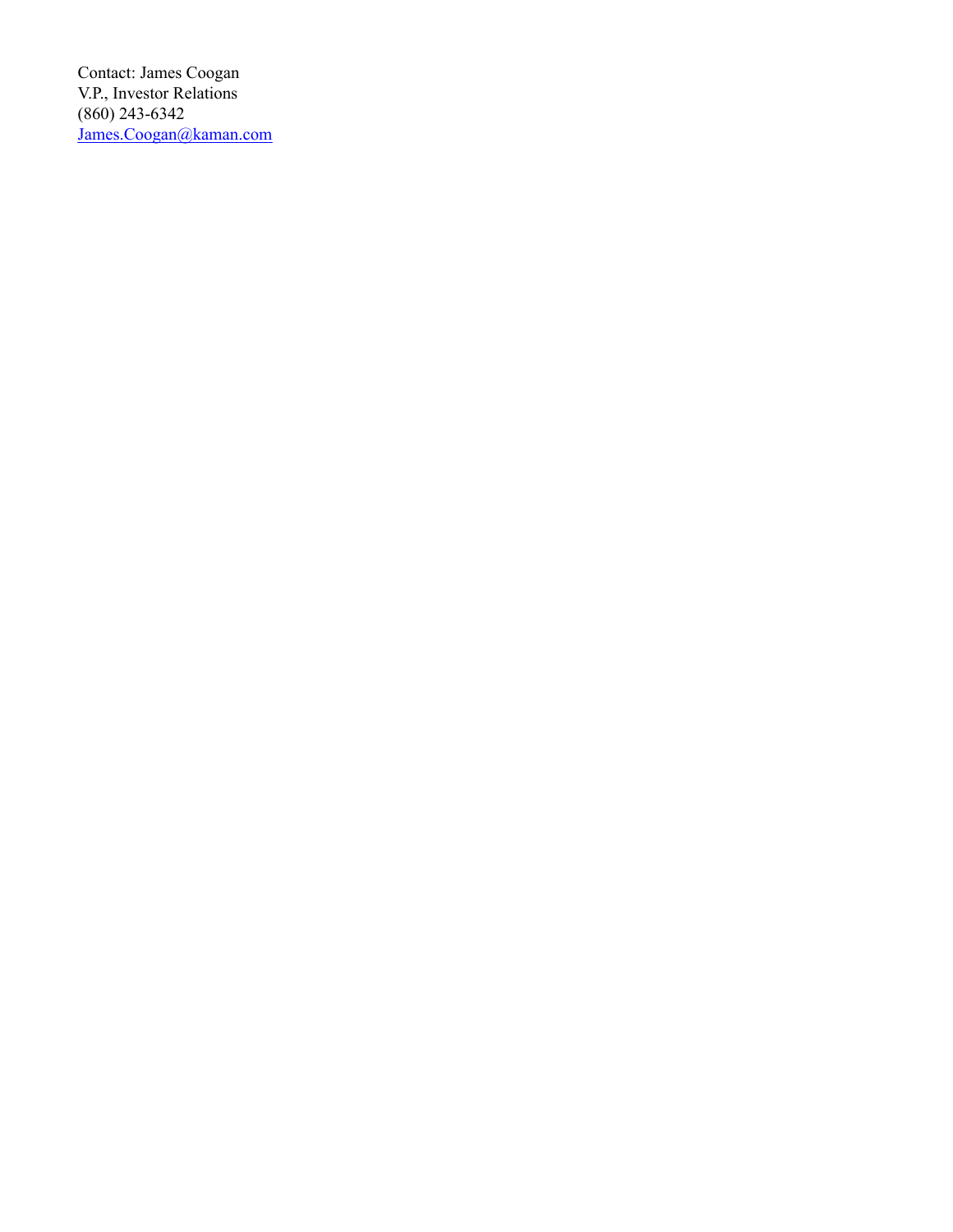Contact: James Coogan
V.P., Investor Relations
(860) 243-6342
James.Coogan@kaman.com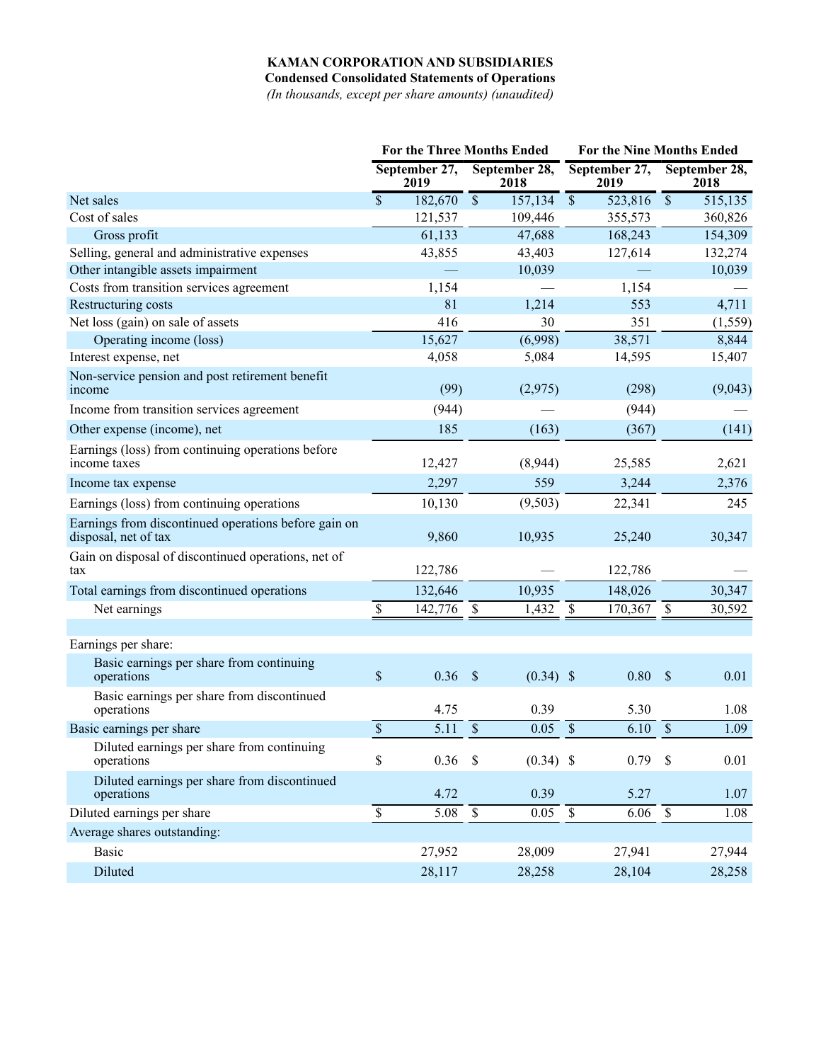**KAMAN CORPORATION AND SUBSIDIARIES**

**Condensed Consolidated Statements of Operations**

*(In thousands, except per share amounts) (unaudited)*

| | For the Three Months Ended | | For the Nine Months Ended | |
|---|---|---|---|---|
| | September 27, 2019 | September 28, 2018 | September 27, 2019 | September 28, 2018 |
| Net sales | $ 182,670 | $ 157,134 | $ 523,816 | $ 515,135 |
| Cost of sales | 121,537 | 109,446 | 355,573 | 360,826 |
| Gross profit | 61,133 | 47,688 | 168,243 | 154,309 |
| Selling, general and administrative expenses | 43,855 | 43,403 | 127,614 | 132,274 |
| Other intangible assets impairment | — | 10,039 | — | 10,039 |
| Costs from transition services agreement | 1,154 | — | 1,154 | — |
| Restructuring costs | 81 | 1,214 | 553 | 4,711 |
| Net loss (gain) on sale of assets | 416 | 30 | 351 | (1,559) |
| Operating income (loss) | 15,627 | (6,998) | 38,571 | 8,844 |
| Interest expense, net | 4,058 | 5,084 | 14,595 | 15,407 |
| Non-service pension and post retirement benefit income | (99) | (2,975) | (298) | (9,043) |
| Income from transition services agreement | (944) | — | (944) | — |
| Other expense (income), net | 185 | (163) | (367) | (141) |
| Earnings (loss) from continuing operations before income taxes | 12,427 | (8,944) | 25,585 | 2,621 |
| Income tax expense | 2,297 | 559 | 3,244 | 2,376 |
| Earnings (loss) from continuing operations | 10,130 | (9,503) | 22,341 | 245 |
| Earnings from discontinued operations before gain on disposal, net of tax | 9,860 | 10,935 | 25,240 | 30,347 |
| Gain on disposal of discontinued operations, net of tax | 122,786 | — | 122,786 | — |
| Total earnings from discontinued operations | 132,646 | 10,935 | 148,026 | 30,347 |
| Net earnings | $ 142,776 | $ 1,432 | $ 170,367 | $ 30,592 |
| | | | | |
| Earnings per share: | | | | |
| Basic earnings per share from continuing operations | $ 0.36 | $ (0.34) | $ 0.80 | $ 0.01 |
| Basic earnings per share from discontinued operations | 4.75 | 0.39 | 5.30 | 1.08 |
| Basic earnings per share | $ 5.11 | $ 0.05 | $ 6.10 | $ 1.09 |
| Diluted earnings per share from continuing operations | $ 0.36 | $ (0.34) | $ 0.79 | $ 0.01 |
| Diluted earnings per share from discontinued operations | 4.72 | 0.39 | 5.27 | 1.07 |
| Diluted earnings per share | $ 5.08 | $ 0.05 | $ 6.06 | $ 1.08 |
| Average shares outstanding: | | | | |
| Basic | 27,952 | 28,009 | 27,941 | 27,944 |
| Diluted | 28,117 | 28,258 | 28,104 | 28,258 |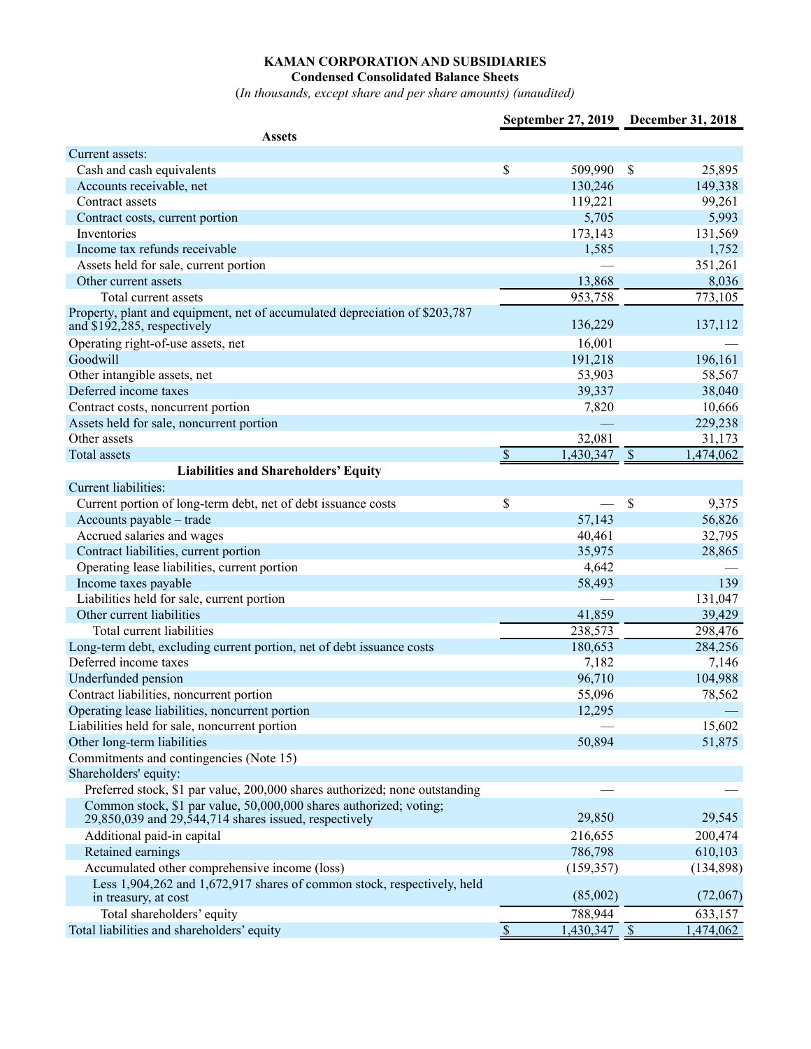**KAMAN CORPORATION AND SUBSIDIARIES**
**Condensed Consolidated Balance Sheets**
*(In thousands, except share and per share amounts) (unaudited)*

| | September 27, 2019 | December 31, 2018 |
|---|---|---|
| **Assets** | | |
| Current assets: | | |
| Cash and cash equivalents | $ 509,990 | $ 25,895 |
| Accounts receivable, net | 130,246 | 149,338 |
| Contract assets | 119,221 | 99,261 |
| Contract costs, current portion | 5,705 | 5,993 |
| Inventories | 173,143 | 131,569 |
| Income tax refunds receivable | 1,585 | 1,752 |
| Assets held for sale, current portion | — | 351,261 |
| Other current assets | 13,868 | 8,036 |
| Total current assets | 953,758 | 773,105 |
| Property, plant and equipment, net of accumulated depreciation of $203,787 and $192,285, respectively | 136,229 | 137,112 |
| Operating right-of-use assets, net | 16,001 | — |
| Goodwill | 191,218 | 196,161 |
| Other intangible assets, net | 53,903 | 58,567 |
| Deferred income taxes | 39,337 | 38,040 |
| Contract costs, noncurrent portion | 7,820 | 10,666 |
| Assets held for sale, noncurrent portion | — | 229,238 |
| Other assets | 32,081 | 31,173 |
| Total assets | $ 1,430,347 | $ 1,474,062 |
| **Liabilities and Shareholders' Equity** | | |
| Current liabilities: | | |
| Current portion of long-term debt, net of debt issuance costs | $ — | $ 9,375 |
| Accounts payable – trade | 57,143 | 56,826 |
| Accrued salaries and wages | 40,461 | 32,795 |
| Contract liabilities, current portion | 35,975 | 28,865 |
| Operating lease liabilities, current portion | 4,642 | — |
| Income taxes payable | 58,493 | 139 |
| Liabilities held for sale, current portion | — | 131,047 |
| Other current liabilities | 41,859 | 39,429 |
| Total current liabilities | 238,573 | 298,476 |
| Long-term debt, excluding current portion, net of debt issuance costs | 180,653 | 284,256 |
| Deferred income taxes | 7,182 | 7,146 |
| Underfunded pension | 96,710 | 104,988 |
| Contract liabilities, noncurrent portion | 55,096 | 78,562 |
| Operating lease liabilities, noncurrent portion | 12,295 | — |
| Liabilities held for sale, noncurrent portion | — | 15,602 |
| Other long-term liabilities | 50,894 | 51,875 |
| Commitments and contingencies (Note 15) | | |
| Shareholders' equity: | | |
| Preferred stock, $1 par value, 200,000 shares authorized; none outstanding | — | — |
| Common stock, $1 par value, 50,000,000 shares authorized; voting; 29,850,039 and 29,544,714 shares issued, respectively | 29,850 | 29,545 |
| Additional paid-in capital | 216,655 | 200,474 |
| Retained earnings | 786,798 | 610,103 |
| Accumulated other comprehensive income (loss) | (159,357) | (134,898) |
| Less 1,904,262 and 1,672,917 shares of common stock, respectively, held in treasury, at cost | (85,002) | (72,067) |
| Total shareholders' equity | 788,944 | 633,157 |
| Total liabilities and shareholders' equity | $ 1,430,347 | $ 1,474,062 |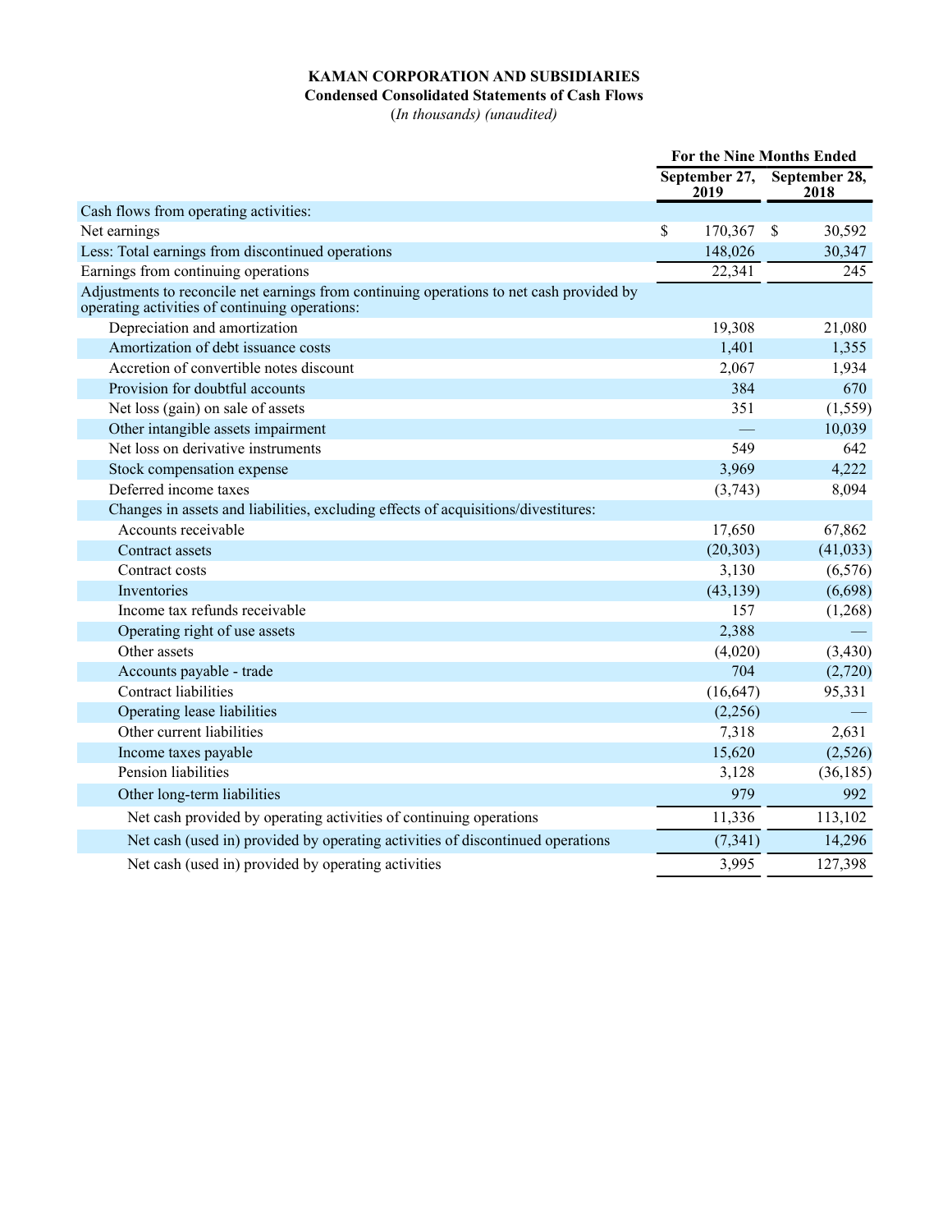**KAMAN CORPORATION AND SUBSIDIARIES**
**Condensed Consolidated Statements of Cash Flows**
*(In thousands) (unaudited)*

| | For the Nine Months Ended | |
|---|---|---|
| | September 27, 2019 | September 28, 2018 |
| Cash flows from operating activities: | | |
| Net earnings | $ 170,367 | $ 30,592 |
| Less: Total earnings from discontinued operations | 148,026 | 30,347 |
| Earnings from continuing operations | 22,341 | 245 |
| Adjustments to reconcile net earnings from continuing operations to net cash provided by operating activities of continuing operations: | | |
| Depreciation and amortization | 19,308 | 21,080 |
| Amortization of debt issuance costs | 1,401 | 1,355 |
| Accretion of convertible notes discount | 2,067 | 1,934 |
| Provision for doubtful accounts | 384 | 670 |
| Net loss (gain) on sale of assets | 351 | (1,559) |
| Other intangible assets impairment | — | 10,039 |
| Net loss on derivative instruments | 549 | 642 |
| Stock compensation expense | 3,969 | 4,222 |
| Deferred income taxes | (3,743) | 8,094 |
| Changes in assets and liabilities, excluding effects of acquisitions/divestitures: | | |
| Accounts receivable | 17,650 | 67,862 |
| Contract assets | (20,303) | (41,033) |
| Contract costs | 3,130 | (6,576) |
| Inventories | (43,139) | (6,698) |
| Income tax refunds receivable | 157 | (1,268) |
| Operating right of use assets | 2,388 | — |
| Other assets | (4,020) | (3,430) |
| Accounts payable - trade | 704 | (2,720) |
| Contract liabilities | (16,647) | 95,331 |
| Operating lease liabilities | (2,256) | — |
| Other current liabilities | 7,318 | 2,631 |
| Income taxes payable | 15,620 | (2,526) |
| Pension liabilities | 3,128 | (36,185) |
| Other long-term liabilities | 979 | 992 |
| Net cash provided by operating activities of continuing operations | 11,336 | 113,102 |
| Net cash (used in) provided by operating activities of discontinued operations | (7,341) | 14,296 |
| Net cash (used in) provided by operating activities | 3,995 | 127,398 |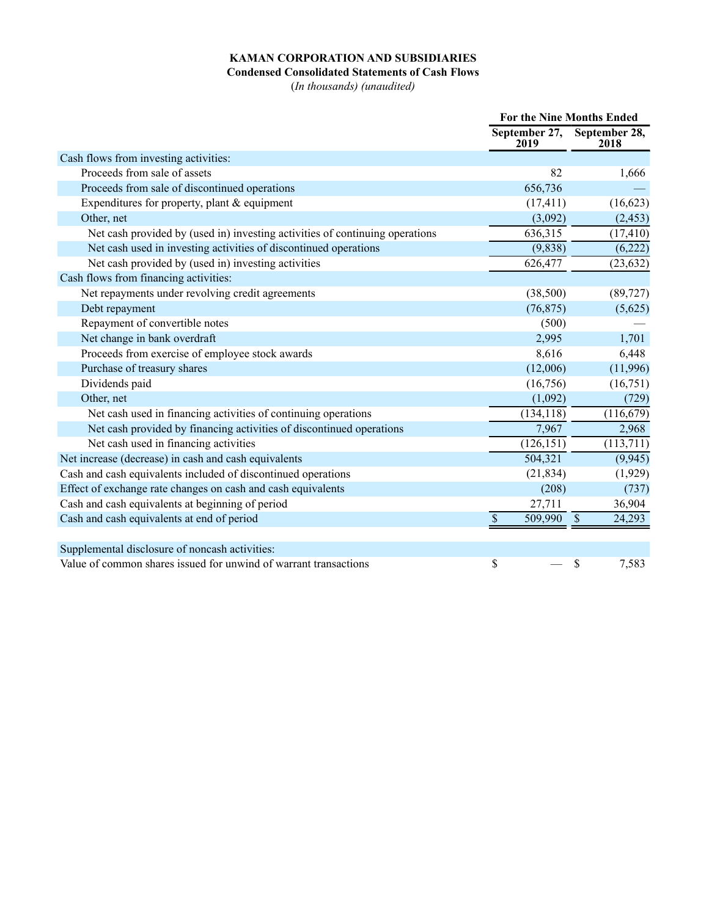**KAMAN CORPORATION AND SUBSIDIARIES**
**Condensed Consolidated Statements of Cash Flows**
(*In thousands) (unaudited)*

| | For the Nine Months Ended | |
|---|---|---|
| | September 27, 2019 | September 28, 2018 |
| Cash flows from investing activities: | | |
| Proceeds from sale of assets | 82 | 1,666 |
| Proceeds from sale of discontinued operations | 656,736 | — |
| Expenditures for property, plant & equipment | (17,411) | (16,623) |
| Other, net | (3,092) | (2,453) |
| Net cash provided by (used in) investing activities of continuing operations | 636,315 | (17,410) |
| Net cash used in investing activities of discontinued operations | (9,838) | (6,222) |
| Net cash provided by (used in) investing activities | 626,477 | (23,632) |
| Cash flows from financing activities: | | |
| Net repayments under revolving credit agreements | (38,500) | (89,727) |
| Debt repayment | (76,875) | (5,625) |
| Repayment of convertible notes | (500) | — |
| Net change in bank overdraft | 2,995 | 1,701 |
| Proceeds from exercise of employee stock awards | 8,616 | 6,448 |
| Purchase of treasury shares | (12,006) | (11,996) |
| Dividends paid | (16,756) | (16,751) |
| Other, net | (1,092) | (729) |
| Net cash used in financing activities of continuing operations | (134,118) | (116,679) |
| Net cash provided by financing activities of discontinued operations | 7,967 | 2,968 |
| Net cash used in financing activities | (126,151) | (113,711) |
| Net increase (decrease) in cash and cash equivalents | 504,321 | (9,945) |
| Cash and cash equivalents included of discontinued operations | (21,834) | (1,929) |
| Effect of exchange rate changes on cash and cash equivalents | (208) | (737) |
| Cash and cash equivalents at beginning of period | 27,711 | 36,904 |
| Cash and cash equivalents at end of period | $ 509,990 | $ 24,293 |
| | | |
| Supplemental disclosure of noncash activities: | | |
| Value of common shares issued for unwind of warrant transactions | $ — | $ 7,583 |